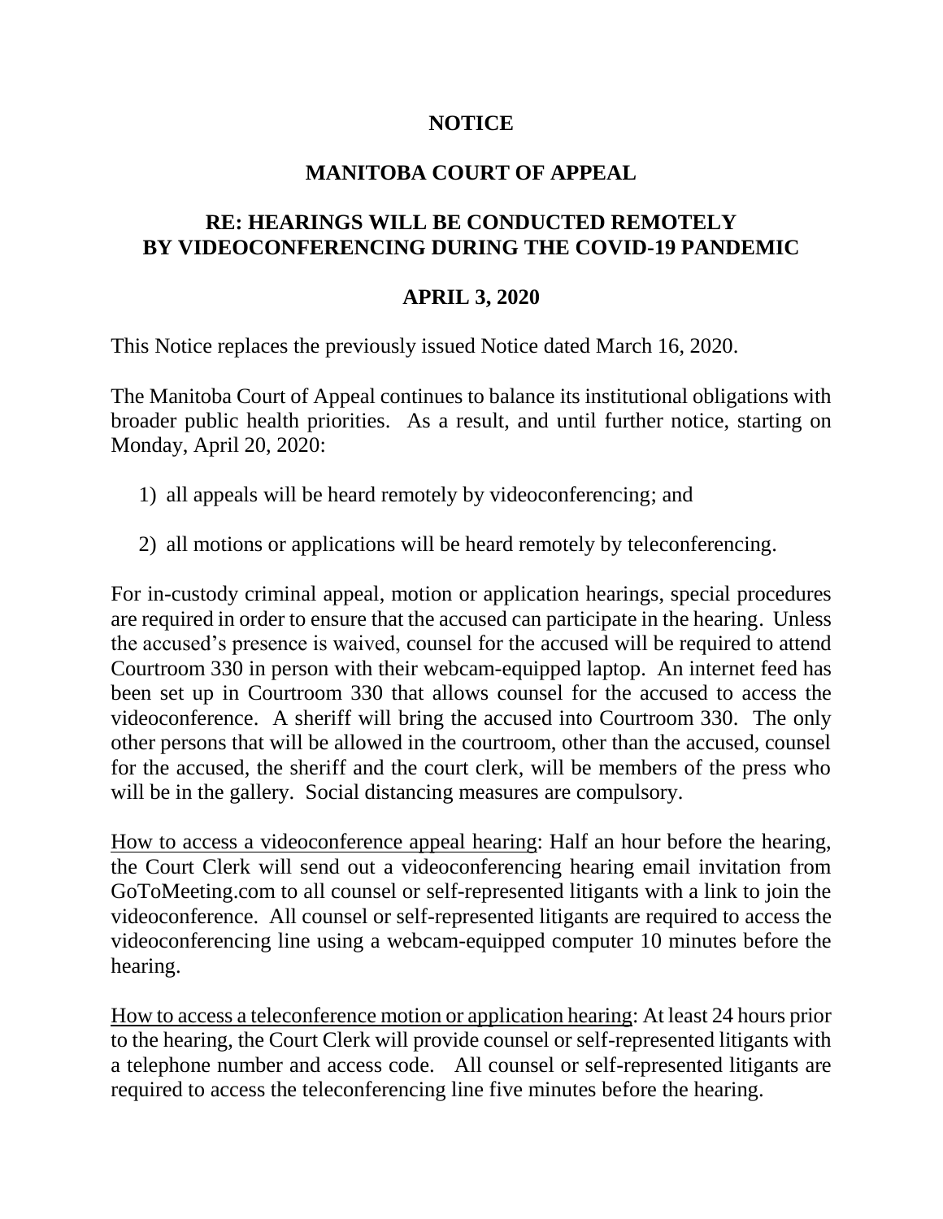# NOTICE

## MANITOBA COURT OF APPEAL

## RE: HEARINGS WILL BE CONDUCTED REMOTELY BY VIDEOCONFERENCING DURING THE COVID-19 PANDEMIC

## APRIL 3, 2020

This Notice replaces the previously issued Notice dated March 16, 2020.

The Manitoba Court of Appeal continues to balance its institutional obligations with broader public health priorities. As a result, and until further notice, starting on Monday, April 20, 2020:

1) all appeals will be heard remotely by videoconferencing; and

2) all motions or applications will be heard remotely by teleconferencing.

For in-custody criminal appeal, motion or application hearings, special procedures are required in order to ensure that the accused can participate in the hearing. Unless the accused's presence is waived, counsel for the accused will be required to attend Courtroom 330 in person with their webcam-equipped laptop. An internet feed has been set up in Courtroom 330 that allows counsel for the accused to access the videoconference. A sheriff will bring the accused into Courtroom 330. The only other persons that will be allowed in the courtroom, other than the accused, counsel for the accused, the sheriff and the court clerk, will be members of the press who will be in the gallery. Social distancing measures are compulsory.

How to access a videoconference appeal hearing: Half an hour before the hearing, the Court Clerk will send out a videoconferencing hearing email invitation from GoToMeeting.com to all counsel or self-represented litigants with a link to join the videoconference. All counsel or self-represented litigants are required to access the videoconferencing line using a webcam-equipped computer 10 minutes before the hearing.

How to access a teleconference motion or application hearing: At least 24 hours prior to the hearing, the Court Clerk will provide counsel or self-represented litigants with a telephone number and access code. All counsel or self-represented litigants are required to access the teleconferencing line five minutes before the hearing.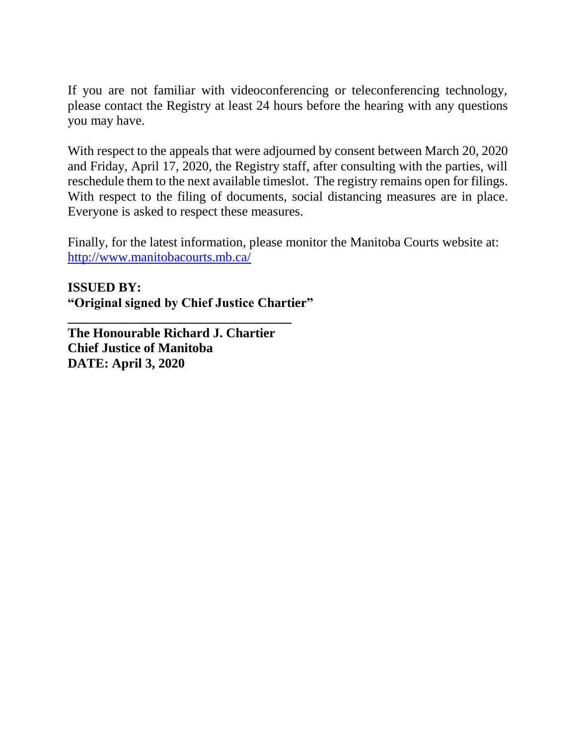If you are not familiar with videoconferencing or teleconferencing technology, please contact the Registry at least 24 hours before the hearing with any questions you may have.

With respect to the appeals that were adjourned by consent between March 20, 2020 and Friday, April 17, 2020, the Registry staff, after consulting with the parties, will reschedule them to the next available timeslot. The registry remains open for filings. With respect to the filing of documents, social distancing measures are in place. Everyone is asked to respect these measures.

Finally, for the latest information, please monitor the Manitoba Courts website at: [http://www.manitobacourts.mb.ca/](http://www.manitobacourts.mb.ca/)

**ISSUED BY:**
**"Original signed by Chief Justice Chartier"**

**___________________________________**
**The Honourable Richard J. Chartier**
**Chief Justice of Manitoba**
**DATE: April 3, 2020**